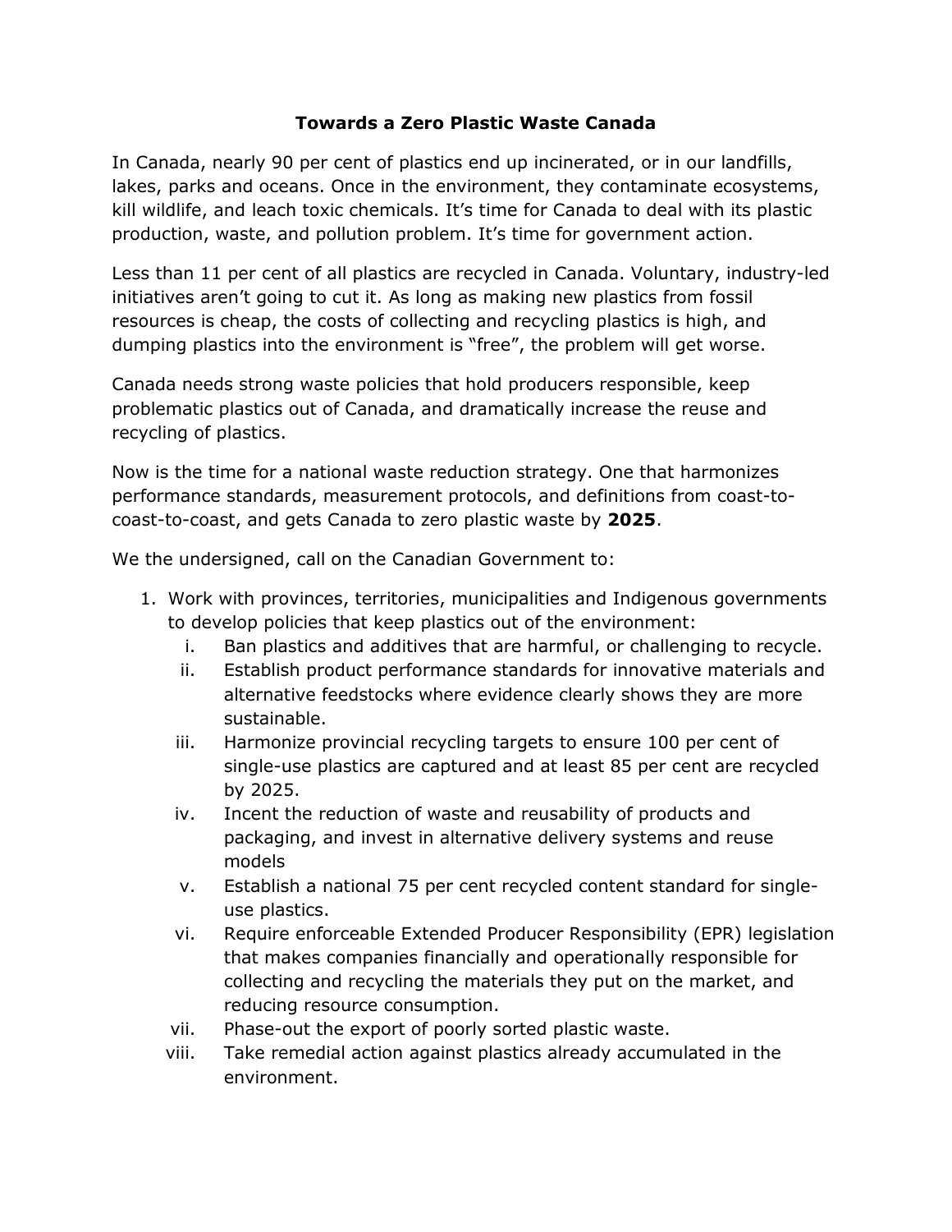# Towards a Zero Plastic Waste Canada

In Canada, nearly 90 per cent of plastics end up incinerated, or in our landfills, lakes, parks and oceans. Once in the environment, they contaminate ecosystems, kill wildlife, and leach toxic chemicals. It's time for Canada to deal with its plastic production, waste, and pollution problem. It's time for government action.

Less than 11 per cent of all plastics are recycled in Canada. Voluntary, industry-led initiatives aren't going to cut it. As long as making new plastics from fossil resources is cheap, the costs of collecting and recycling plastics is high, and dumping plastics into the environment is "free", the problem will get worse.

Canada needs strong waste policies that hold producers responsible, keep problematic plastics out of Canada, and dramatically increase the reuse and recycling of plastics.

Now is the time for a national waste reduction strategy. One that harmonizes performance standards, measurement protocols, and definitions from coast-to-coast-to-coast, and gets Canada to zero plastic waste by **2025**.

We the undersigned, call on the Canadian Government to:

1. Work with provinces, territories, municipalities and Indigenous governments to develop policies that keep plastics out of the environment:
    - i. Ban plastics and additives that are harmful, or challenging to recycle.
    - ii. Establish product performance standards for innovative materials and alternative feedstocks where evidence clearly shows they are more sustainable.
    - iii. Harmonize provincial recycling targets to ensure 100 per cent of single-use plastics are captured and at least 85 per cent are recycled by 2025.
    - iv. Incent the reduction of waste and reusability of products and packaging, and invest in alternative delivery systems and reuse models
    - v. Establish a national 75 per cent recycled content standard for single-use plastics.
    - vi. Require enforceable Extended Producer Responsibility (EPR) legislation that makes companies financially and operationally responsible for collecting and recycling the materials they put on the market, and reducing resource consumption.
    - vii. Phase-out the export of poorly sorted plastic waste.
    - viii. Take remedial action against plastics already accumulated in the environment.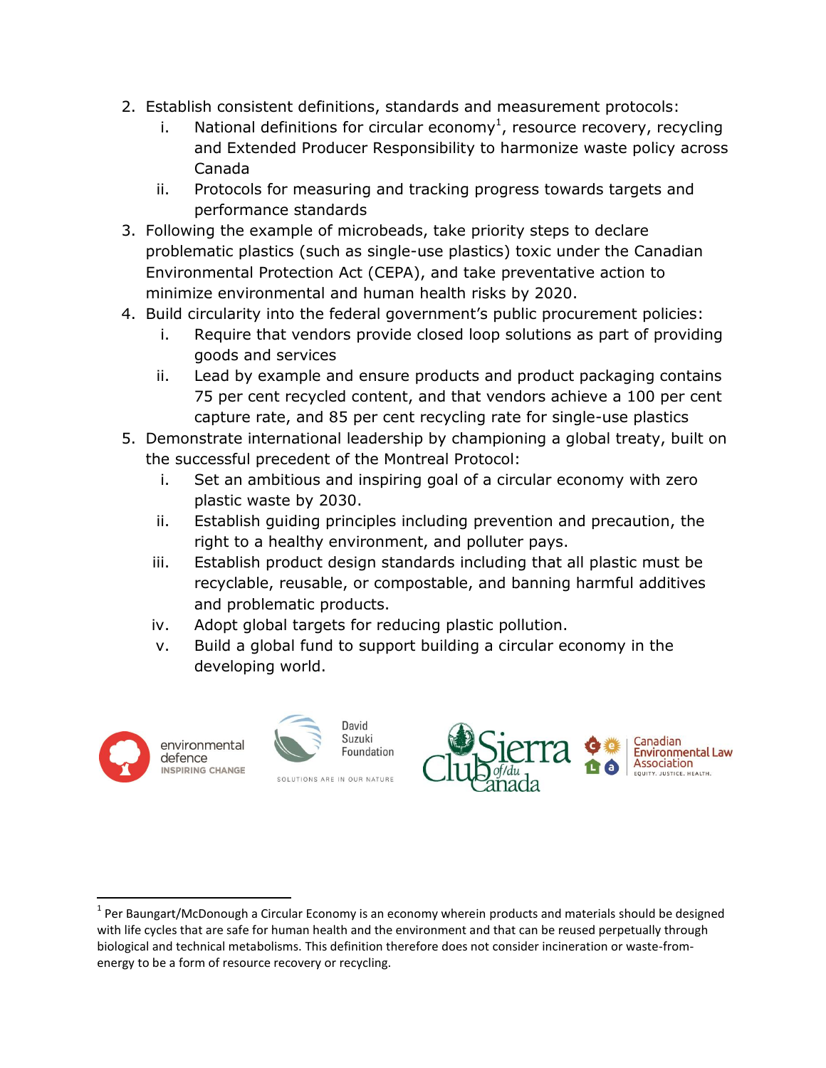2. Establish consistent definitions, standards and measurement protocols:
    i. National definitions for circular economy[1], resource recovery, recycling and Extended Producer Responsibility to harmonize waste policy across Canada
    ii. Protocols for measuring and tracking progress towards targets and performance standards
3. Following the example of microbeads, take priority steps to declare problematic plastics (such as single-use plastics) toxic under the Canadian Environmental Protection Act (CEPA), and take preventative action to minimize environmental and human health risks by 2020.
4. Build circularity into the federal government's public procurement policies:
    i. Require that vendors provide closed loop solutions as part of providing goods and services
    ii. Lead by example and ensure products and product packaging contains 75 per cent recycled content, and that vendors achieve a 100 per cent capture rate, and 85 per cent recycling rate for single-use plastics
5. Demonstrate international leadership by championing a global treaty, built on the successful precedent of the Montreal Protocol:
    i. Set an ambitious and inspiring goal of a circular economy with zero plastic waste by 2030.
    ii. Establish guiding principles including prevention and precaution, the right to a healthy environment, and polluter pays.
    iii. Establish product design standards including that all plastic must be recyclable, reusable, or compostable, and banning harmful additives and problematic products.
    iv. Adopt global targets for reducing plastic pollution.
    v. Build a global fund to support building a circular economy in the developing world.

environmental defence INSPIRING CHANGE | David Suzuki Foundation SOLUTIONS ARE IN OUR NATURE | Sierra Club of/du Canada | Canadian Environmental Law Association EQUITY. JUSTICE. HEALTH.

[1] Per Baungart/McDonough a Circular Economy is an economy wherein products and materials should be designed with life cycles that are safe for human health and the environment and that can be reused perpetually through biological and technical metabolisms. This definition therefore does not consider incineration or waste-from-energy to be a form of resource recovery or recycling.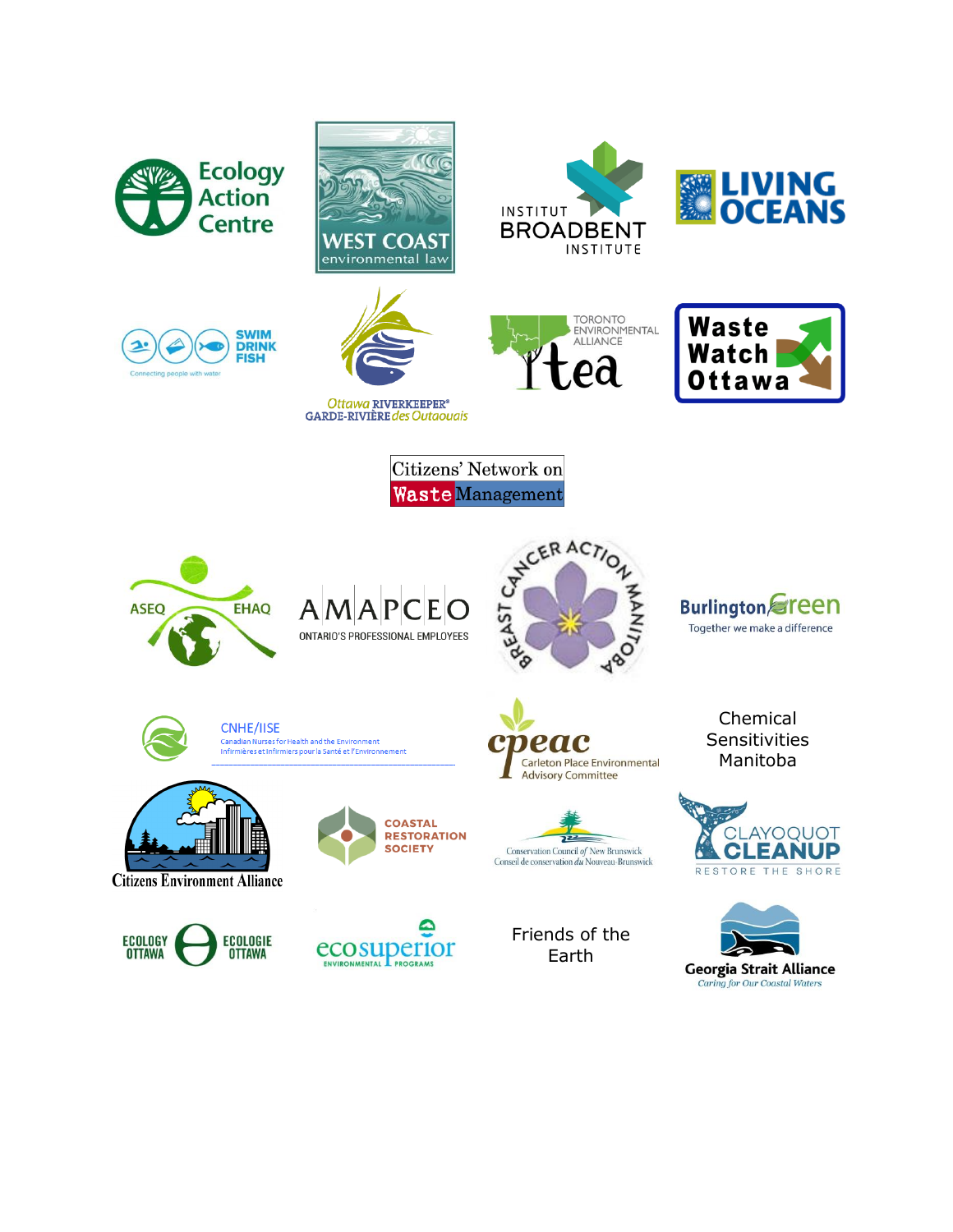Ecology Action Centre

WEST COAST environmental law

INSTITUT BROADBENT INSTITUTE

LIVING OCEANS

SWIM DRINK FISH
Connecting people with water

Ottawa RIVERKEEPER®
GARDE-RIVIÈRE des Outaouais

TORONTO ENVIRONMENTAL ALLIANCE
tea

Waste Watch Ottawa

Citizens' Network on Waste Management

ASEQ EHAQ

AMAPCEO
ONTARIO'S PROFESSIONAL EMPLOYEES

BREAST CANCER ACTION MANITOBA

BurlingtonGreen
Together we make a difference

CNHE/IISE
Canadian Nurses for Health and the Environment
Infirmières et Infirmiers pour la Santé et l'Environnement

cpeac
Carleton Place Environmental Advisory Committee

Chemical Sensitivities Manitoba

Citizens Environment Alliance

COASTAL RESTORATION SOCIETY

Conservation Council of New Brunswick
Conseil de conservation du Nouveau-Brunswick

CLAYOQUOT CLEANUP
RESTORE THE SHORE

ECOLOGY OTTAWA ECOLOGIE OTTAWA

ecosuperior
ENVIRONMENTAL PROGRAMS

Friends of the Earth

Georgia Strait Alliance
Caring for Our Coastal Waters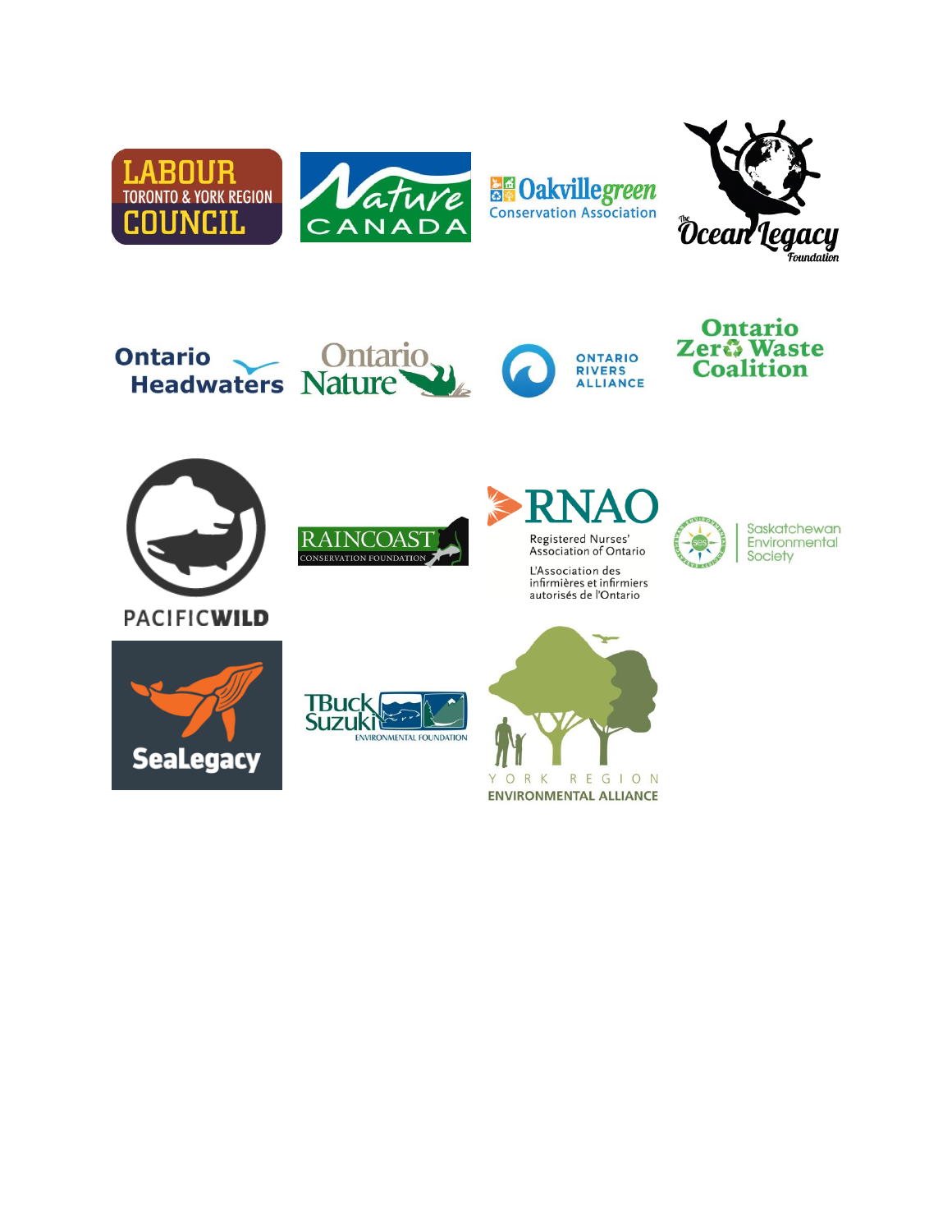LABOUR TORONTO & YORK REGION COUNCIL

Nature CANADA

Oakvillegreen Conservation Association

The Ocean Legacy Foundation

Ontario Headwaters

Ontario Nature

ONTARIO RIVERS ALLIANCE

Ontario Zero Waste Coalition

PACIFICWILD

RAINCOAST CONSERVATION FOUNDATION

RNAO Registered Nurses' Association of Ontario

L'Association des infirmières et infirmiers autorisés de l'Ontario

Saskatchewan Environmental Society

SeaLegacy

TBuck Suzuki ENVIRONMENTAL FOUNDATION

YORK REGION ENVIRONMENTAL ALLIANCE